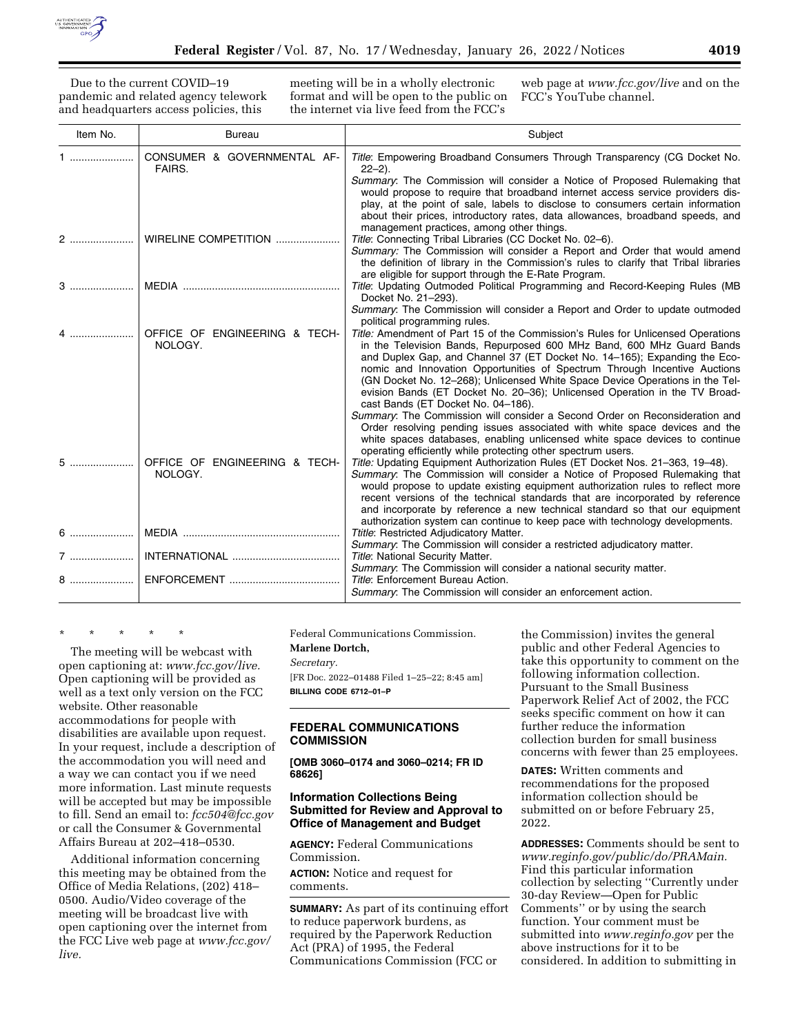Due to the current COVID–19 pandemic and related agency telework and headquarters access policies, this meeting will be in a wholly electronic format and will be open to the public on the internet via live feed from the FCC's web page at *www.fcc.gov/live* and on the FCC's YouTube channel.

| Item No. | Bureau | Subject |
|---|---|---|
| 1 | CONSUMER & GOVERNMENTAL AFFAIRS. | *Title*: Empowering Broadband Consumers Through Transparency (CG Docket No. 22–2). *Summary*: The Commission will consider a Notice of Proposed Rulemaking that would propose to require that broadband internet access service providers display, at the point of sale, labels to disclose to consumers certain information about their prices, introductory rates, data allowances, broadband speeds, and management practices, among other things. |
| 2 | WIRELINE COMPETITION | *Title*: Connecting Tribal Libraries (CC Docket No. 02–6). *Summary:* The Commission will consider a Report and Order that would amend the definition of library in the Commission's rules to clarify that Tribal libraries are eligible for support through the E-Rate Program. |
| 3 | MEDIA | *Title*: Updating Outmoded Political Programming and Record-Keeping Rules (MB Docket No. 21–293). *Summary*: The Commission will consider a Report and Order to update outmoded political programming rules. |
| 4 | OFFICE OF ENGINEERING & TECHNOLOGY. | *Title:* Amendment of Part 15 of the Commission's Rules for Unlicensed Operations in the Television Bands, Repurposed 600 MHz Band, 600 MHz Guard Bands and Duplex Gap, and Channel 37 (ET Docket No. 14–165); Expanding the Economic and Innovation Opportunities of Spectrum Through Incentive Auctions (GN Docket No. 12–268); Unlicensed White Space Device Operations in the Television Bands (ET Docket No. 20–36); Unlicensed Operation in the TV Broadcast Bands (ET Docket No. 04–186). *Summary*: The Commission will consider a Second Order on Reconsideration and Order resolving pending issues associated with white space devices and the white spaces databases, enabling unlicensed white space devices to continue operating efficiently while protecting other spectrum users. |
| 5 | OFFICE OF ENGINEERING & TECHNOLOGY. | *Title:* Updating Equipment Authorization Rules (ET Docket Nos. 21–363, 19–48). *Summary*: The Commission will consider a Notice of Proposed Rulemaking that would propose to update existing equipment authorization rules to reflect more recent versions of the technical standards that are incorporated by reference and incorporate by reference a new technical standard so that our equipment authorization system can continue to keep pace with technology developments. |
| 6 | MEDIA | *Ttitle*: Restricted Adjudicatory Matter. *Summary*: The Commission will consider a restricted adjudicatory matter. |
| 7 | INTERNATIONAL | *Title*: National Security Matter. *Summary*: The Commission will consider a national security matter. |
| 8 | ENFORCEMENT | *Title*: Enforcement Bureau Action. *Summary*: The Commission will consider an enforcement action. |

\* \* \* \* \*

The meeting will be webcast with open captioning at: *www.fcc.gov/live.* Open captioning will be provided as well as a text only version on the FCC website. Other reasonable accommodations for people with disabilities are available upon request. In your request, include a description of the accommodation you will need and a way we can contact you if we need more information. Last minute requests will be accepted but may be impossible to fill. Send an email to: *fcc504@fcc.gov* or call the Consumer & Governmental Affairs Bureau at 202–418–0530.

Additional information concerning this meeting may be obtained from the Office of Media Relations, (202) 418–0500. Audio/Video coverage of the meeting will be broadcast live with open captioning over the internet from the FCC Live web page at *www.fcc.gov/live.*

Federal Communications Commission.

**Marlene Dortch,**

*Secretary.*

[FR Doc. 2022–01488 Filed 1–25–22; 8:45 am]

**BILLING CODE 6712–01–P**

## FEDERAL COMMUNICATIONS COMMISSION

**[OMB 3060–0174 and 3060–0214; FR ID 68626]**

## Information Collections Being Submitted for Review and Approval to Office of Management and Budget

**AGENCY:** Federal Communications Commission.

**ACTION:** Notice and request for comments.

**SUMMARY:** As part of its continuing effort to reduce paperwork burdens, as required by the Paperwork Reduction Act (PRA) of 1995, the Federal Communications Commission (FCC or the Commission) invites the general public and other Federal Agencies to take this opportunity to comment on the following information collection. Pursuant to the Small Business Paperwork Relief Act of 2002, the FCC seeks specific comment on how it can further reduce the information collection burden for small business concerns with fewer than 25 employees.

**DATES:** Written comments and recommendations for the proposed information collection should be submitted on or before February 25, 2022.

**ADDRESSES:** Comments should be sent to *www.reginfo.gov/public/do/PRAMain.* Find this particular information collection by selecting ''Currently under 30-day Review—Open for Public Comments'' or by using the search function. Your comment must be submitted into *www.reginfo.gov* per the above instructions for it to be considered. In addition to submitting in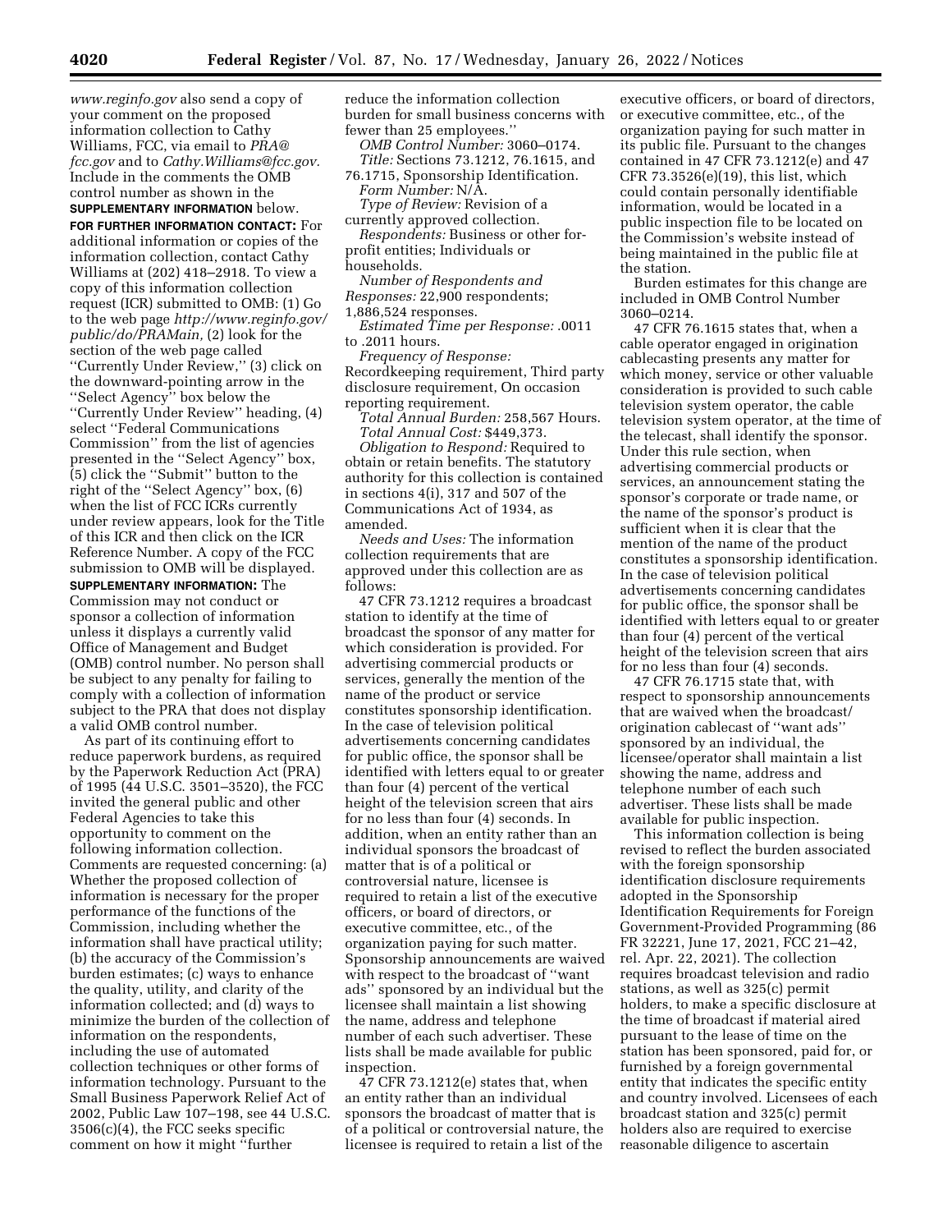*www.reginfo.gov* also send a copy of your comment on the proposed information collection to Cathy Williams, FCC, via email to *PRA@fcc.gov* and to *Cathy.Williams@fcc.gov.* Include in the comments the OMB control number as shown in the **SUPPLEMENTARY INFORMATION** below.

**FOR FURTHER INFORMATION CONTACT:** For additional information or copies of the information collection, contact Cathy Williams at (202) 418–2918. To view a copy of this information collection request (ICR) submitted to OMB: (1) Go to the web page *http://www.reginfo.gov/public/do/PRAMain,* (2) look for the section of the web page called ''Currently Under Review,'' (3) click on the downward-pointing arrow in the ''Select Agency'' box below the ''Currently Under Review'' heading, (4) select ''Federal Communications Commission'' from the list of agencies presented in the ''Select Agency'' box, (5) click the ''Submit'' button to the right of the ''Select Agency'' box, (6) when the list of FCC ICRs currently under review appears, look for the Title of this ICR and then click on the ICR Reference Number. A copy of the FCC submission to OMB will be displayed.

**SUPPLEMENTARY INFORMATION:** The Commission may not conduct or sponsor a collection of information unless it displays a currently valid Office of Management and Budget (OMB) control number. No person shall be subject to any penalty for failing to comply with a collection of information subject to the PRA that does not display a valid OMB control number.

As part of its continuing effort to reduce paperwork burdens, as required by the Paperwork Reduction Act (PRA) of 1995 (44 U.S.C. 3501–3520), the FCC invited the general public and other Federal Agencies to take this opportunity to comment on the following information collection. Comments are requested concerning: (a) Whether the proposed collection of information is necessary for the proper performance of the functions of the Commission, including whether the information shall have practical utility; (b) the accuracy of the Commission's burden estimates; (c) ways to enhance the quality, utility, and clarity of the information collected; and (d) ways to minimize the burden of the collection of information on the respondents, including the use of automated collection techniques or other forms of information technology. Pursuant to the Small Business Paperwork Relief Act of 2002, Public Law 107–198, see 44 U.S.C. 3506(c)(4), the FCC seeks specific comment on how it might ''further reduce the information collection burden for small business concerns with fewer than 25 employees.''

*OMB Control Number:* 3060–0174.

*Title:* Sections 73.1212, 76.1615, and 76.1715, Sponsorship Identification.

*Form Number:* N/A.

*Type of Review:* Revision of a currently approved collection.

*Respondents:* Business or other for-profit entities; Individuals or households.

*Number of Respondents and Responses:* 22,900 respondents; 1,886,524 responses.

*Estimated Time per Response:* .0011 to .2011 hours.

*Frequency of Response:* Recordkeeping requirement, Third party disclosure requirement, On occasion reporting requirement.

*Total Annual Burden:* 258,567 Hours.

*Total Annual Cost:* $449,373.

*Obligation to Respond:* Required to obtain or retain benefits. The statutory authority for this collection is contained in sections 4(i), 317 and 507 of the Communications Act of 1934, as amended.

*Needs and Uses:* The information collection requirements that are approved under this collection are as follows:

47 CFR 73.1212 requires a broadcast station to identify at the time of broadcast the sponsor of any matter for which consideration is provided. For advertising commercial products or services, generally the mention of the name of the product or service constitutes sponsorship identification. In the case of television political advertisements concerning candidates for public office, the sponsor shall be identified with letters equal to or greater than four (4) percent of the vertical height of the television screen that airs for no less than four (4) seconds. In addition, when an entity rather than an individual sponsors the broadcast of matter that is of a political or controversial nature, licensee is required to retain a list of the executive officers, or board of directors, or executive committee, etc., of the organization paying for such matter. Sponsorship announcements are waived with respect to the broadcast of ''want ads'' sponsored by an individual but the licensee shall maintain a list showing the name, address and telephone number of each such advertiser. These lists shall be made available for public inspection.

47 CFR 73.1212(e) states that, when an entity rather than an individual sponsors the broadcast of matter that is of a political or controversial nature, the licensee is required to retain a list of the executive officers, or board of directors, or executive committee, etc., of the organization paying for such matter in its public file. Pursuant to the changes contained in 47 CFR 73.1212(e) and 47 CFR 73.3526(e)(19), this list, which could contain personally identifiable information, would be located in a public inspection file to be located on the Commission's website instead of being maintained in the public file at the station.

Burden estimates for this change are included in OMB Control Number 3060–0214.

47 CFR 76.1615 states that, when a cable operator engaged in origination cablecasting presents any matter for which money, service or other valuable consideration is provided to such cable television system operator, the cable television system operator, at the time of the telecast, shall identify the sponsor. Under this rule section, when advertising commercial products or services, an announcement stating the sponsor's corporate or trade name, or the name of the sponsor's product is sufficient when it is clear that the mention of the name of the product constitutes a sponsorship identification. In the case of television political advertisements concerning candidates for public office, the sponsor shall be identified with letters equal to or greater than four (4) percent of the vertical height of the television screen that airs for no less than four (4) seconds.

47 CFR 76.1715 state that, with respect to sponsorship announcements that are waived when the broadcast/origination cablecast of ''want ads'' sponsored by an individual, the licensee/operator shall maintain a list showing the name, address and telephone number of each such advertiser. These lists shall be made available for public inspection.

This information collection is being revised to reflect the burden associated with the foreign sponsorship identification disclosure requirements adopted in the Sponsorship Identification Requirements for Foreign Government-Provided Programming (86 FR 32221, June 17, 2021, FCC 21–42, rel. Apr. 22, 2021). The collection requires broadcast television and radio stations, as well as 325(c) permit holders, to make a specific disclosure at the time of broadcast if material aired pursuant to the lease of time on the station has been sponsored, paid for, or furnished by a foreign governmental entity that indicates the specific entity and country involved. Licensees of each broadcast station and 325(c) permit holders also are required to exercise reasonable diligence to ascertain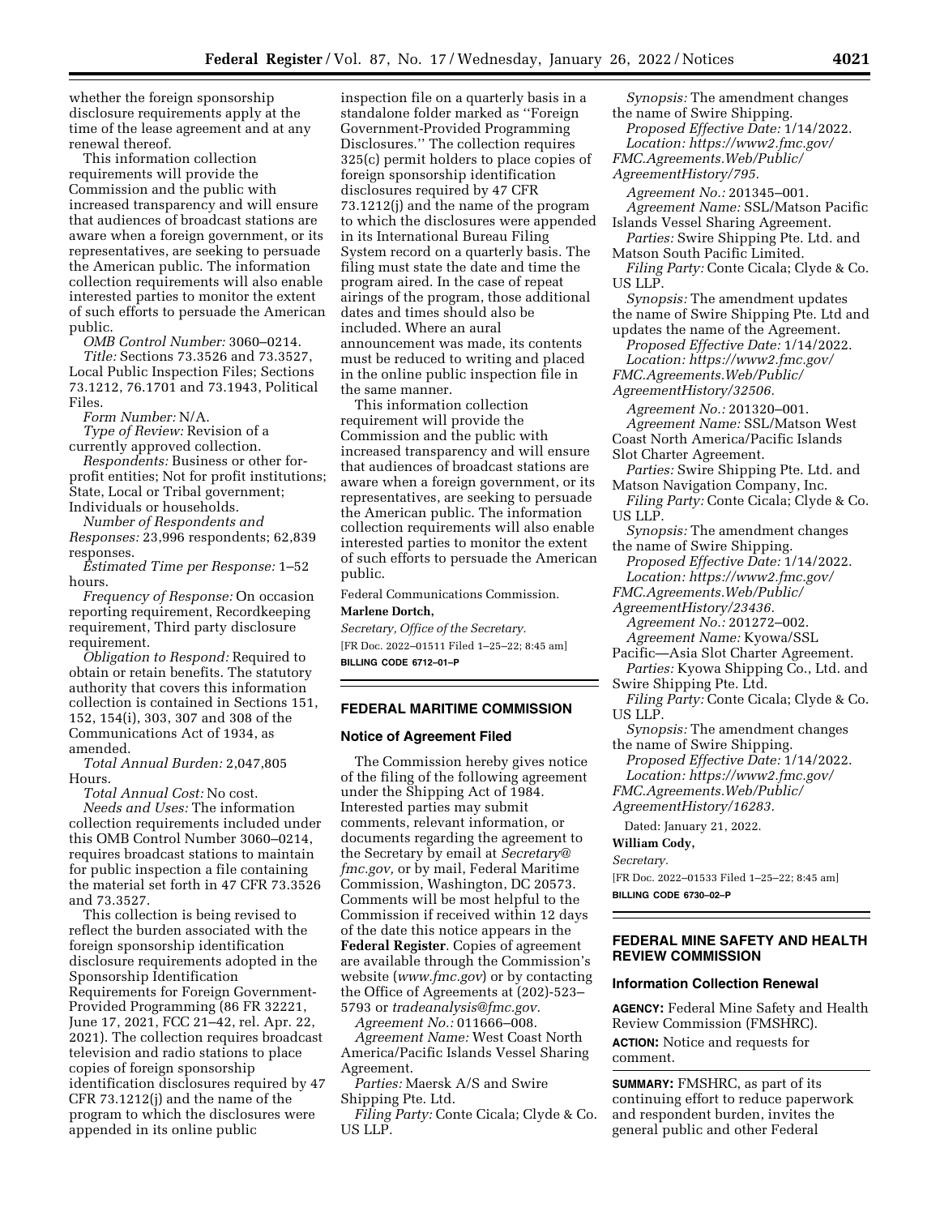whether the foreign sponsorship disclosure requirements apply at the time of the lease agreement and at any renewal thereof.

This information collection requirements will provide the Commission and the public with increased transparency and will ensure that audiences of broadcast stations are aware when a foreign government, or its representatives, are seeking to persuade the American public. The information collection requirements will also enable interested parties to monitor the extent of such efforts to persuade the American public.

*OMB Control Number:* 3060–0214.

*Title:* Sections 73.3526 and 73.3527, Local Public Inspection Files; Sections 73.1212, 76.1701 and 73.1943, Political Files.

*Form Number:* N/A.

*Type of Review:* Revision of a currently approved collection.

*Respondents:* Business or other for-profit entities; Not for profit institutions; State, Local or Tribal government; Individuals or households.

*Number of Respondents and Responses:* 23,996 respondents; 62,839 responses.

*Estimated Time per Response:* 1–52 hours.

*Frequency of Response:* On occasion reporting requirement, Recordkeeping requirement, Third party disclosure requirement.

*Obligation to Respond:* Required to obtain or retain benefits. The statutory authority that covers this information collection is contained in Sections 151, 152, 154(i), 303, 307 and 308 of the Communications Act of 1934, as amended.

*Total Annual Burden:* 2,047,805 Hours.

*Total Annual Cost:* No cost.

*Needs and Uses:* The information collection requirements included under this OMB Control Number 3060–0214, requires broadcast stations to maintain for public inspection a file containing the material set forth in 47 CFR 73.3526 and 73.3527.

This collection is being revised to reflect the burden associated with the foreign sponsorship identification disclosure requirements adopted in the Sponsorship Identification Requirements for Foreign Government-Provided Programming (86 FR 32221, June 17, 2021, FCC 21–42, rel. Apr. 22, 2021). The collection requires broadcast television and radio stations to place copies of foreign sponsorship identification disclosures required by 47 CFR 73.1212(j) and the name of the program to which the disclosures were appended in its online public inspection file on a quarterly basis in a standalone folder marked as ''Foreign Government-Provided Programming Disclosures.'' The collection requires 325(c) permit holders to place copies of foreign sponsorship identification disclosures required by 47 CFR 73.1212(j) and the name of the program to which the disclosures were appended in its International Bureau Filing System record on a quarterly basis. The filing must state the date and time the program aired. In the case of repeat airings of the program, those additional dates and times should also be included. Where an aural announcement was made, its contents must be reduced to writing and placed in the online public inspection file in the same manner.

This information collection requirement will provide the Commission and the public with increased transparency and will ensure that audiences of broadcast stations are aware when a foreign government, or its representatives, are seeking to persuade the American public. The information collection requirements will also enable interested parties to monitor the extent of such efforts to persuade the American public.

Federal Communications Commission.

**Marlene Dortch,**

*Secretary, Office of the Secretary.*

[FR Doc. 2022–01511 Filed 1–25–22; 8:45 am]

**BILLING CODE 6712–01–P**

## FEDERAL MARITIME COMMISSION

### Notice of Agreement Filed

The Commission hereby gives notice of the filing of the following agreement under the Shipping Act of 1984. Interested parties may submit comments, relevant information, or documents regarding the agreement to the Secretary by email at *Secretary@fmc.gov,* or by mail, Federal Maritime Commission, Washington, DC 20573. Comments will be most helpful to the Commission if received within 12 days of the date this notice appears in the **Federal Register**. Copies of agreement are available through the Commission's website (*www.fmc.gov*) or by contacting the Office of Agreements at (202)-523–5793 or *tradeanalysis@fmc.gov.*

*Agreement No.:* 011666–008.

*Agreement Name:* West Coast North America/Pacific Islands Vessel Sharing Agreement.

*Parties:* Maersk A/S and Swire Shipping Pte. Ltd.

*Filing Party:* Conte Cicala; Clyde & Co. US LLP.

*Synopsis:* The amendment changes the name of Swire Shipping.

*Proposed Effective Date:* 1/14/2022.

*Location: https://www2.fmc.gov/FMC.Agreements.Web/Public/AgreementHistory/795.*

*Agreement No.:* 201345–001.

*Agreement Name:* SSL/Matson Pacific Islands Vessel Sharing Agreement.

*Parties:* Swire Shipping Pte. Ltd. and Matson South Pacific Limited.

*Filing Party:* Conte Cicala; Clyde & Co. US LLP.

*Synopsis:* The amendment updates the name of Swire Shipping Pte. Ltd and updates the name of the Agreement.

*Proposed Effective Date:* 1/14/2022.

*Location: https://www2.fmc.gov/FMC.Agreements.Web/Public/AgreementHistory/32506.*

*Agreement No.:* 201320–001.

*Agreement Name:* SSL/Matson West Coast North America/Pacific Islands Slot Charter Agreement.

*Parties:* Swire Shipping Pte. Ltd. and Matson Navigation Company, Inc.

*Filing Party:* Conte Cicala; Clyde & Co. US LLP.

*Synopsis:* The amendment changes the name of Swire Shipping.

*Proposed Effective Date:* 1/14/2022.

*Location: https://www2.fmc.gov/FMC.Agreements.Web/Public/AgreementHistory/23436.*

*Agreement No.:* 201272–002.

*Agreement Name:* Kyowa/SSL Pacific—Asia Slot Charter Agreement.

*Parties:* Kyowa Shipping Co., Ltd. and Swire Shipping Pte. Ltd.

*Filing Party:* Conte Cicala; Clyde & Co. US LLP.

*Synopsis:* The amendment changes the name of Swire Shipping.

*Proposed Effective Date:* 1/14/2022.

*Location: https://www2.fmc.gov/FMC.Agreements.Web/Public/AgreementHistory/16283.*

Dated: January 21, 2022.

**William Cody,**

*Secretary.*

[FR Doc. 2022–01533 Filed 1–25–22; 8:45 am]

**BILLING CODE 6730–02–P**

## FEDERAL MINE SAFETY AND HEALTH REVIEW COMMISSION

### Information Collection Renewal

**AGENCY:** Federal Mine Safety and Health Review Commission (FMSHRC).

**ACTION:** Notice and requests for comment.

**SUMMARY:** FMSHRC, as part of its continuing effort to reduce paperwork and respondent burden, invites the general public and other Federal